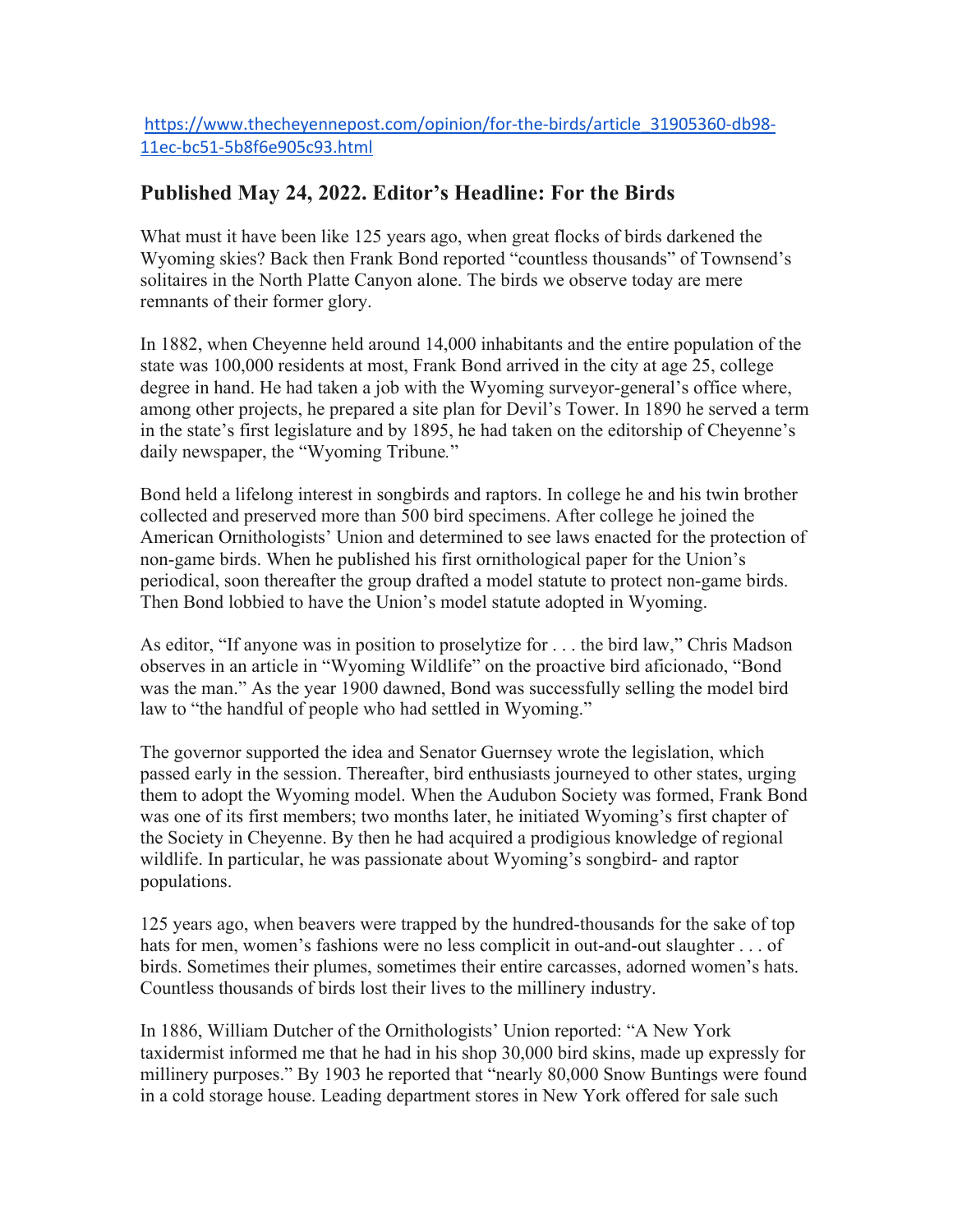https://www.thecheyennepost.com/opinion/for-the-birds/article_31905360-db98-11ec-bc51-5b8f6e905c93.html

## Published May 24, 2022. Editor's Headline: For the Birds

What must it have been like 125 years ago, when great flocks of birds darkened the Wyoming skies? Back then Frank Bond reported "countless thousands" of Townsend's solitaires in the North Platte Canyon alone. The birds we observe today are mere remnants of their former glory.

In 1882, when Cheyenne held around 14,000 inhabitants and the entire population of the state was 100,000 residents at most, Frank Bond arrived in the city at age 25, college degree in hand. He had taken a job with the Wyoming surveyor-general's office where, among other projects, he prepared a site plan for Devil's Tower. In 1890 he served a term in the state's first legislature and by 1895, he had taken on the editorship of Cheyenne's daily newspaper, the "Wyoming Tribune."

Bond held a lifelong interest in songbirds and raptors. In college he and his twin brother collected and preserved more than 500 bird specimens. After college he joined the American Ornithologists' Union and determined to see laws enacted for the protection of non-game birds. When he published his first ornithological paper for the Union's periodical, soon thereafter the group drafted a model statute to protect non-game birds. Then Bond lobbied to have the Union's model statute adopted in Wyoming.

As editor, "If anyone was in position to proselytize for . . . the bird law," Chris Madson observes in an article in "Wyoming Wildlife" on the proactive bird aficionado, "Bond was the man." As the year 1900 dawned, Bond was successfully selling the model bird law to "the handful of people who had settled in Wyoming."

The governor supported the idea and Senator Guernsey wrote the legislation, which passed early in the session. Thereafter, bird enthusiasts journeyed to other states, urging them to adopt the Wyoming model. When the Audubon Society was formed, Frank Bond was one of its first members; two months later, he initiated Wyoming's first chapter of the Society in Cheyenne. By then he had acquired a prodigious knowledge of regional wildlife. In particular, he was passionate about Wyoming's songbird- and raptor populations.

125 years ago, when beavers were trapped by the hundred-thousands for the sake of top hats for men, women's fashions were no less complicit in out-and-out slaughter . . . of birds. Sometimes their plumes, sometimes their entire carcasses, adorned women's hats. Countless thousands of birds lost their lives to the millinery industry.

In 1886, William Dutcher of the Ornithologists' Union reported: "A New York taxidermist informed me that he had in his shop 30,000 bird skins, made up expressly for millinery purposes." By 1903 he reported that "nearly 80,000 Snow Buntings were found in a cold storage house. Leading department stores in New York offered for sale such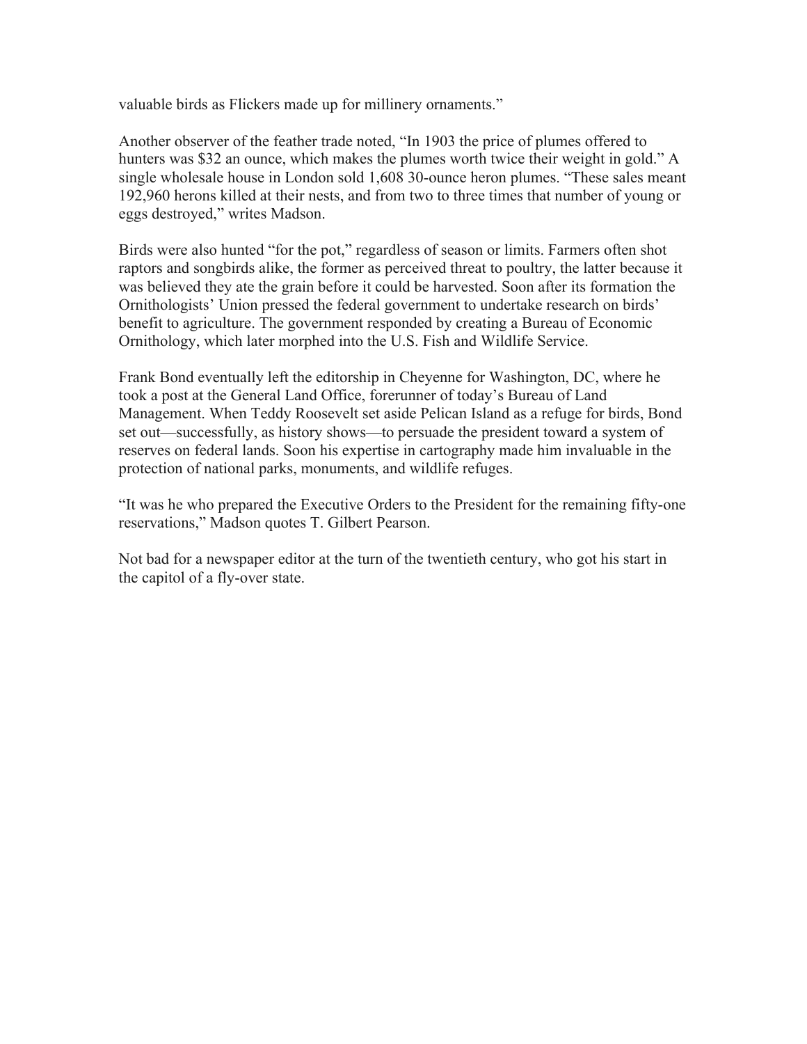valuable birds as Flickers made up for millinery ornaments."

Another observer of the feather trade noted, "In 1903 the price of plumes offered to hunters was $32 an ounce, which makes the plumes worth twice their weight in gold." A single wholesale house in London sold 1,608 30-ounce heron plumes. "These sales meant 192,960 herons killed at their nests, and from two to three times that number of young or eggs destroyed," writes Madson.

Birds were also hunted "for the pot," regardless of season or limits. Farmers often shot raptors and songbirds alike, the former as perceived threat to poultry, the latter because it was believed they ate the grain before it could be harvested. Soon after its formation the Ornithologists' Union pressed the federal government to undertake research on birds' benefit to agriculture. The government responded by creating a Bureau of Economic Ornithology, which later morphed into the U.S. Fish and Wildlife Service.

Frank Bond eventually left the editorship in Cheyenne for Washington, DC, where he took a post at the General Land Office, forerunner of today's Bureau of Land Management. When Teddy Roosevelt set aside Pelican Island as a refuge for birds, Bond set out—successfully, as history shows—to persuade the president toward a system of reserves on federal lands. Soon his expertise in cartography made him invaluable in the protection of national parks, monuments, and wildlife refuges.

"It was he who prepared the Executive Orders to the President for the remaining fifty-one reservations," Madson quotes T. Gilbert Pearson.

Not bad for a newspaper editor at the turn of the twentieth century, who got his start in the capitol of a fly-over state.